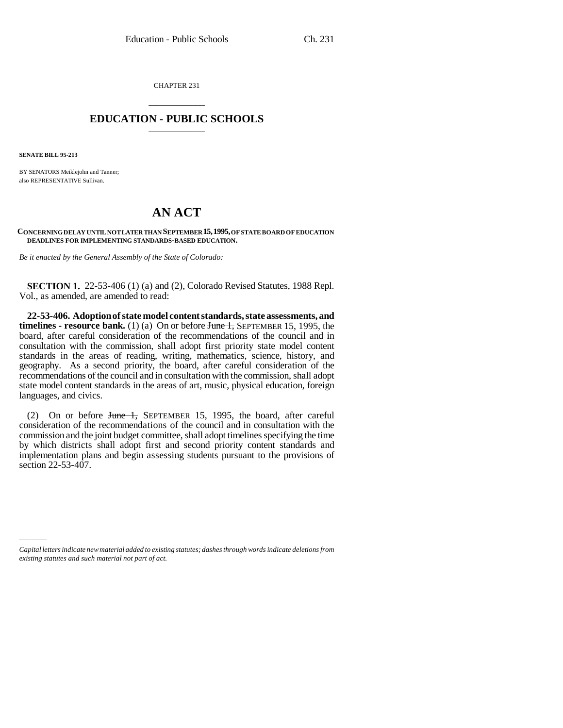CHAPTER 231

# EDUCATION - PUBLIC SCHOOLS

**SENATE BILL 95-213**

BY SENATORS Meiklejohn and Tanner;
also REPRESENTATIVE Sullivan.

# AN ACT

**CONCERNING DELAY UNTIL NOT LATER THAN SEPTEMBER 15, 1995, OF STATE BOARD OF EDUCATION DEADLINES FOR IMPLEMENTING STANDARDS-BASED EDUCATION.**

*Be it enacted by the General Assembly of the State of Colorado:*

**SECTION 1.** 22-53-406 (1) (a) and (2), Colorado Revised Statutes, 1988 Repl. Vol., as amended, are amended to read:

**22-53-406. Adoption of state model content standards, state assessments, and timelines - resource bank.** (1) (a) On or before ~~June 1,~~ SEPTEMBER 15, 1995, the board, after careful consideration of the recommendations of the council and in consultation with the commission, shall adopt first priority state model content standards in the areas of reading, writing, mathematics, science, history, and geography. As a second priority, the board, after careful consideration of the recommendations of the council and in consultation with the commission, shall adopt state model content standards in the areas of art, music, physical education, foreign languages, and civics.

(2) On or before ~~June 1,~~ SEPTEMBER 15, 1995, the board, after careful consideration of the recommendations of the council and in consultation with the commission and the joint budget committee, shall adopt timelines specifying the time by which districts shall adopt first and second priority content standards and implementation plans and begin assessing students pursuant to the provisions of section 22-53-407.

*Capital letters indicate new material added to existing statutes; dashes through words indicate deletions from existing statutes and such material not part of act.*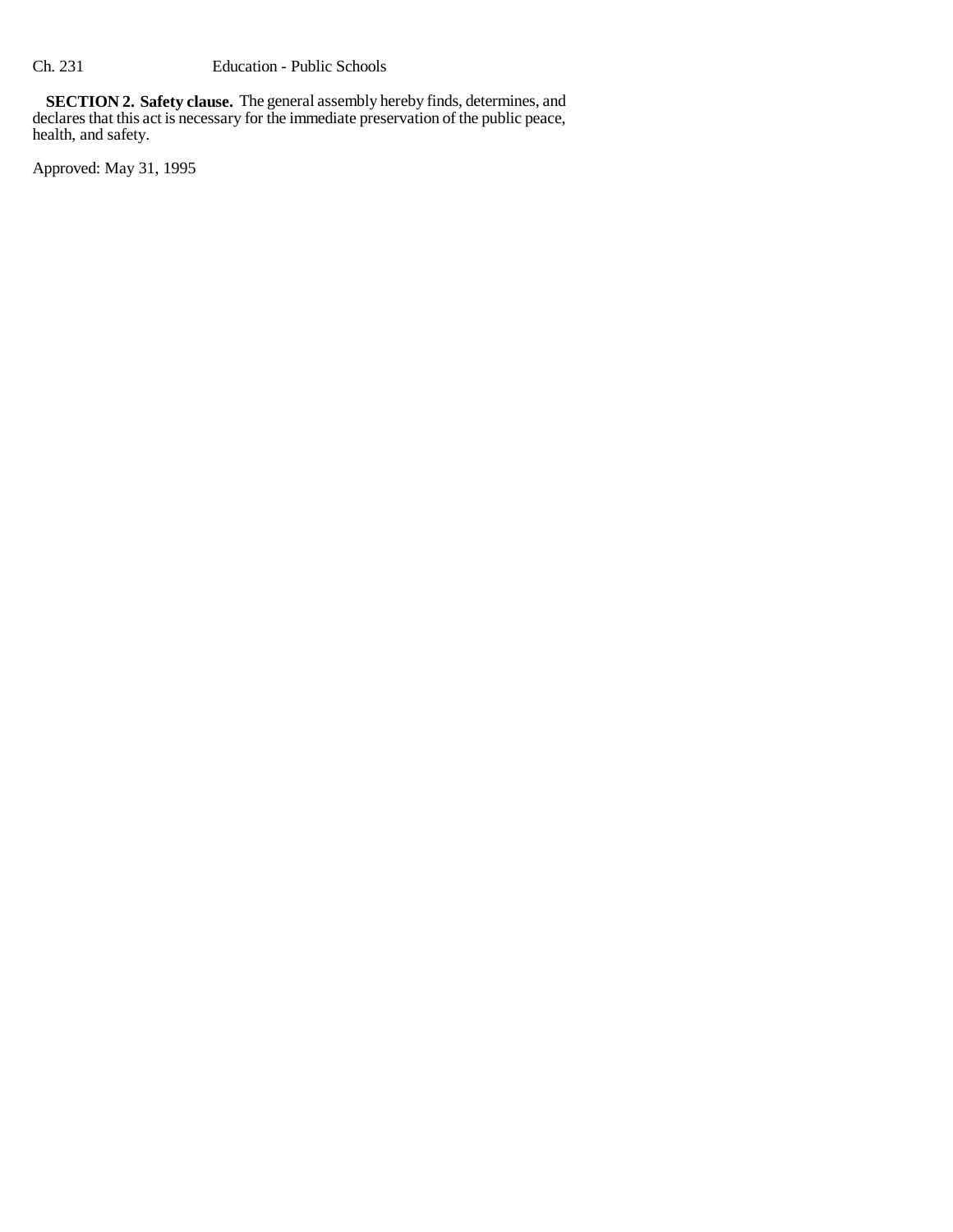**SECTION 2. Safety clause.** The general assembly hereby finds, determines, and declares that this act is necessary for the immediate preservation of the public peace, health, and safety.

Approved: May 31, 1995